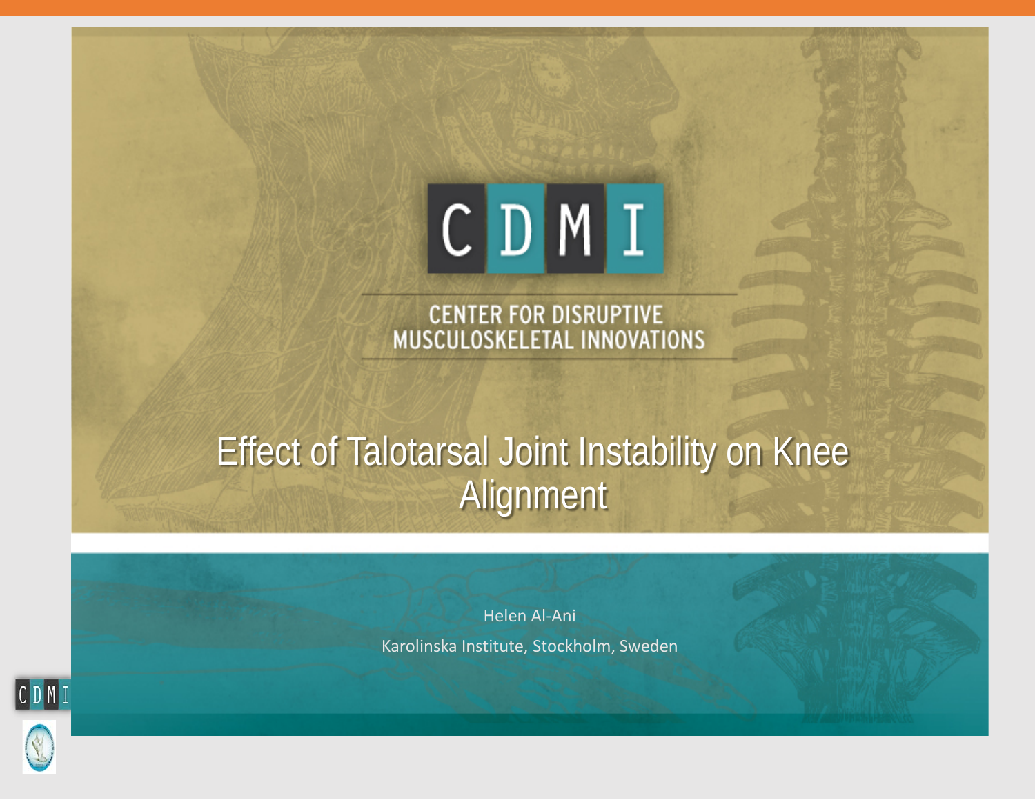CDMI

CENTER FOR DISRUPTIVE MUSCULOSKELETAL INNOVATIONS

# Effect of Talotarsal Joint Instability on Knee Alignment

Helen Al-Ani

Karolinska Institute, Stockholm, Sweden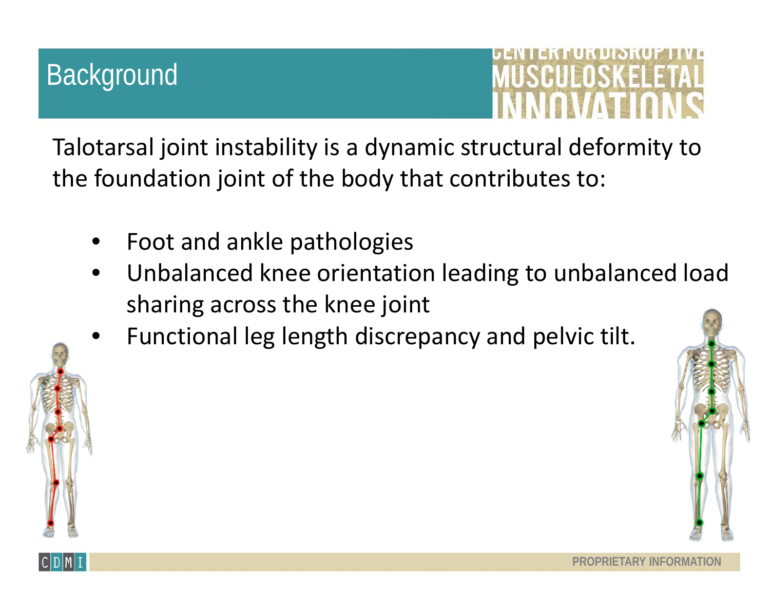# Background

Talotarsal joint instability is a dynamic structural deformity to the foundation joint of the body that contributes to:

- Foot and ankle pathologies
- Unbalanced knee orientation leading to unbalanced load sharing across the knee joint
- Functional leg length discrepancy and pelvic tilt.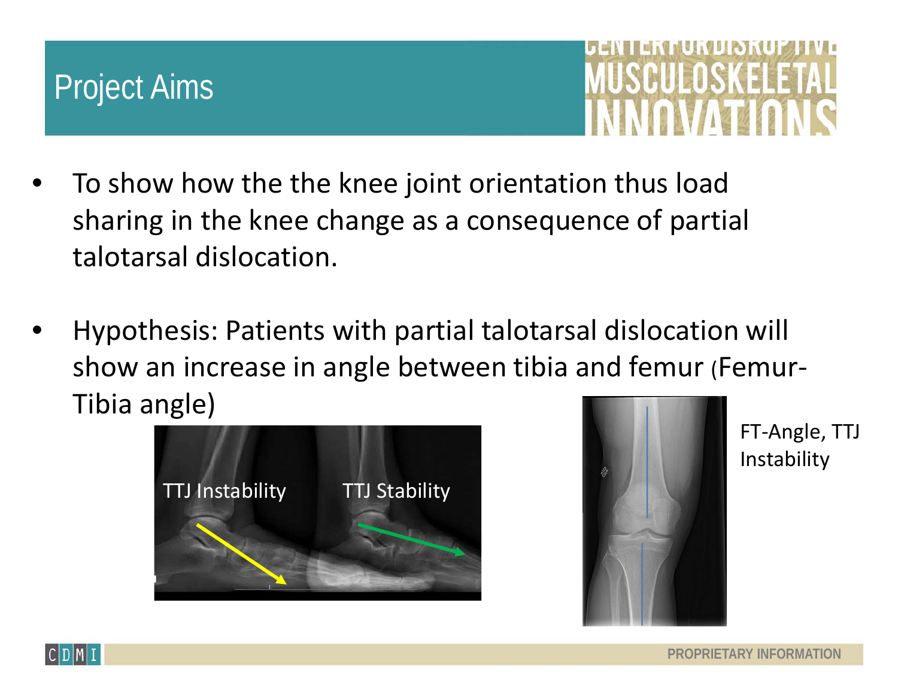# Project Aims

- To show how the the knee joint orientation thus load sharing in the knee change as a consequence of partial talotarsal dislocation.

- Hypothesis: Patients with partial talotarsal dislocation will show an increase in angle between tibia and femur (Femur-Tibia angle)

TTJ Instability

TTJ Stability

FT-Angle, TTJ Instability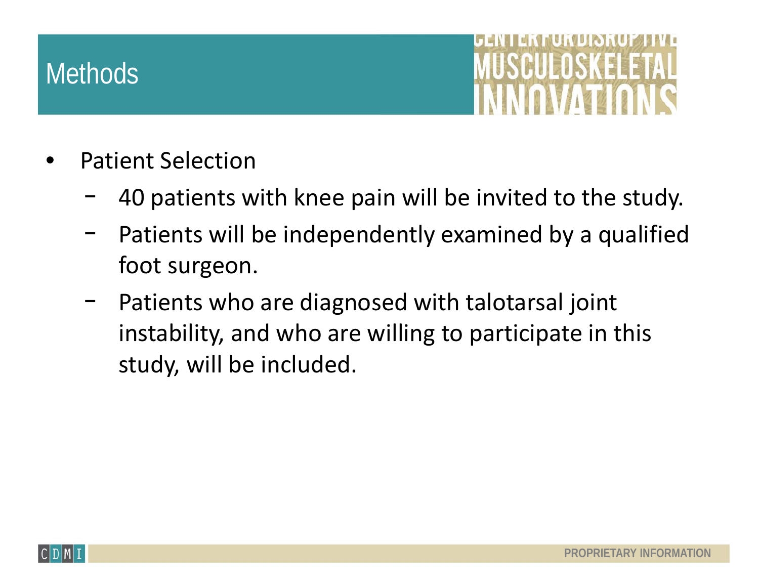## Methods

- Patient Selection
  - 40 patients with knee pain will be invited to the study.
  - Patients will be independently examined by a qualified foot surgeon.
  - Patients who are diagnosed with talotarsal joint instability, and who are willing to participate in this study, will be included.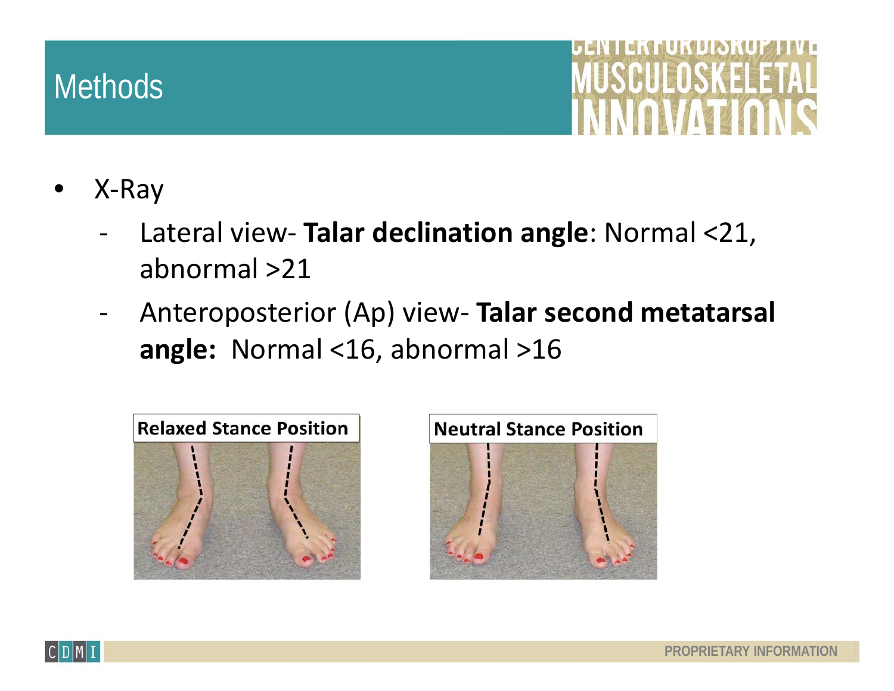# Methods

- X-Ray
  - Lateral view- **Talar declination angle**: Normal <21, abnormal >21
  - Anteroposterior (Ap) view- **Talar second metatarsal angle:** Normal <16, abnormal >16

**Relaxed Stance Position**

**Neutral Stance Position**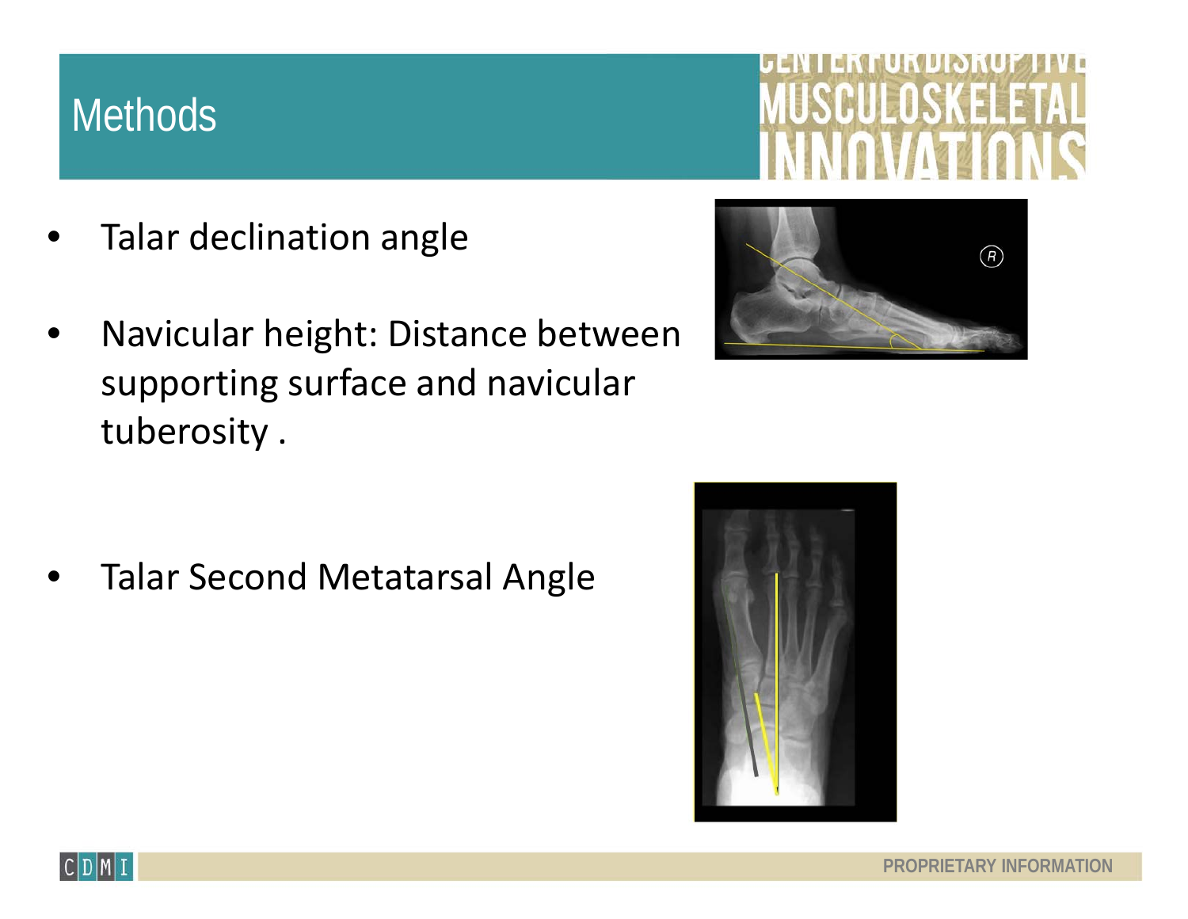# Methods

- Talar declination angle
- Navicular height: Distance between supporting surface and navicular tuberosity .
- Talar Second Metatarsal Angle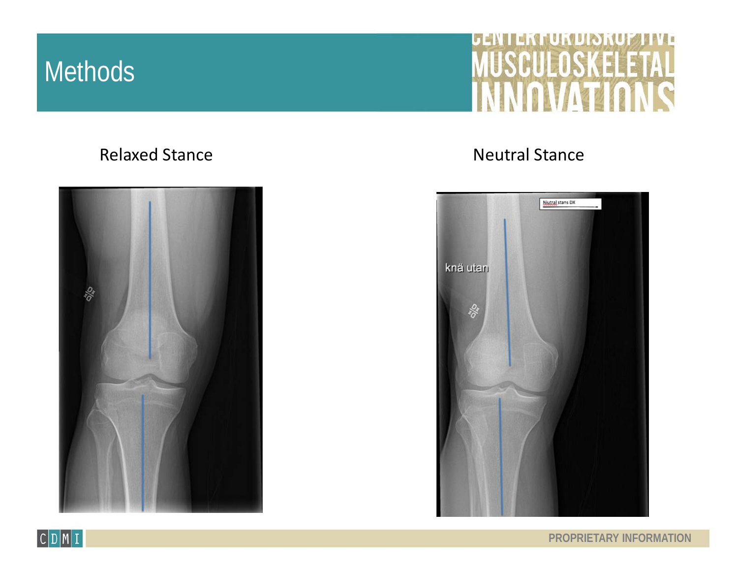# Methods

Relaxed Stance

Neutral Stance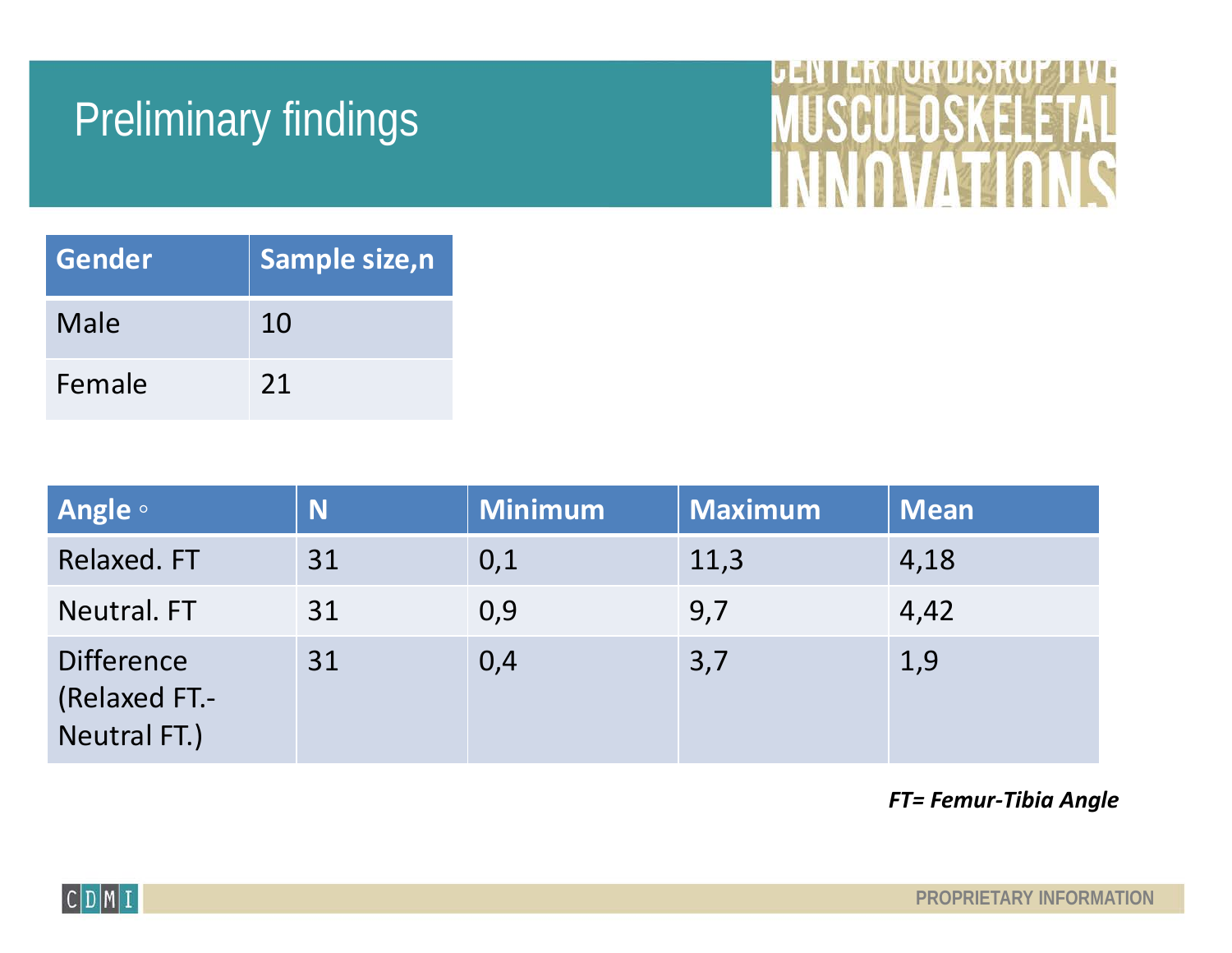# Preliminary findings

| Gender | Sample size,n |
| --- | --- |
| Male | 10 |
| Female | 21 |

| Angle ◦ | N | Minimum | Maximum | Mean |
| --- | --- | --- | --- | --- |
| Relaxed. FT | 31 | 0,1 | 11,3 | 4,18 |
| Neutral. FT | 31 | 0,9 | 9,7 | 4,42 |
| Difference (Relaxed FT.- Neutral FT.) | 31 | 0,4 | 3,7 | 1,9 |

***FT= Femur-Tibia Angle***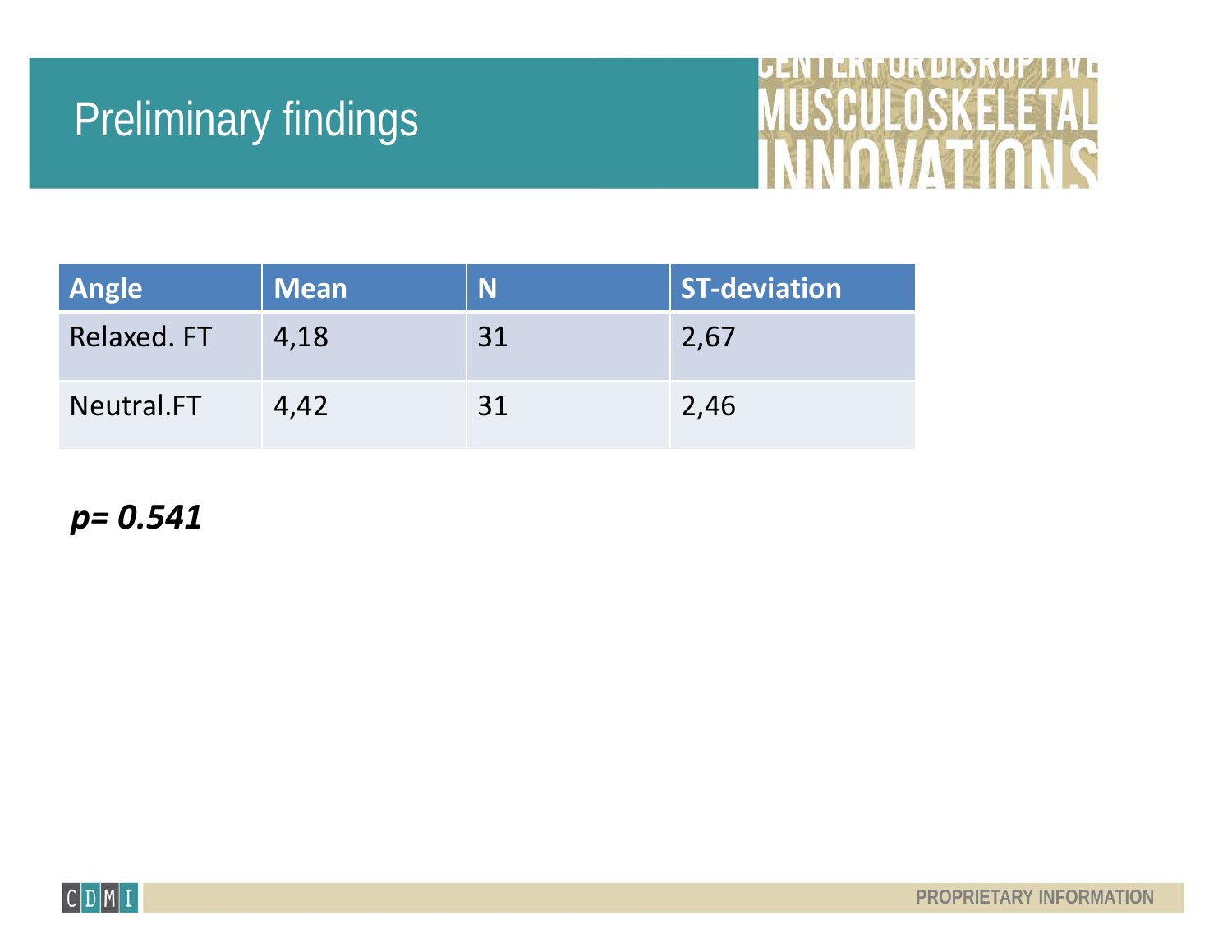# Preliminary findings

| Angle | Mean | N | ST-deviation |
|---|---|---|---|
| Relaxed. FT | 4,18 | 31 | 2,67 |
| Neutral.FT | 4,42 | 31 | 2,46 |

***p= 0.541***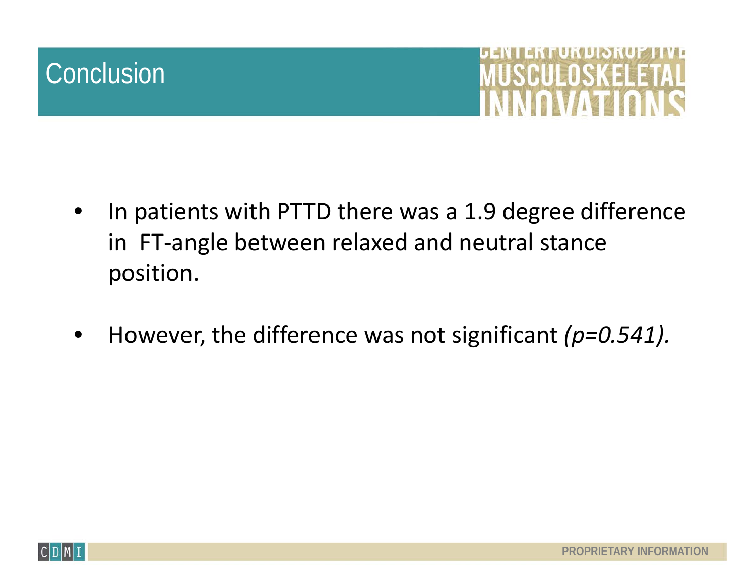# Conclusion

- In patients with PTTD there was a 1.9 degree difference in FT-angle between relaxed and neutral stance position.
- However, the difference was not significant *($p$=0.541).*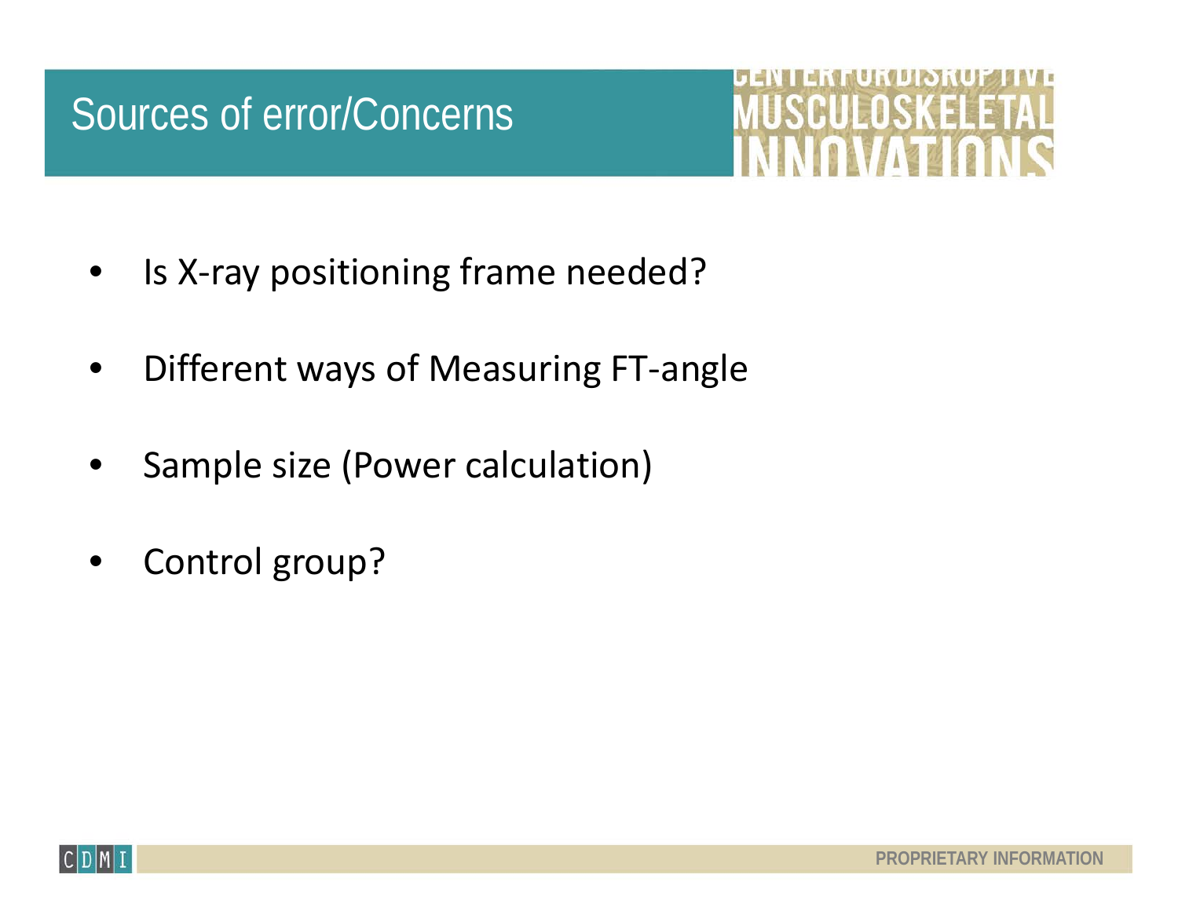# Sources of error/Concerns

- Is X-ray positioning frame needed?
- Different ways of Measuring FT-angle
- Sample size (Power calculation)
- Control group?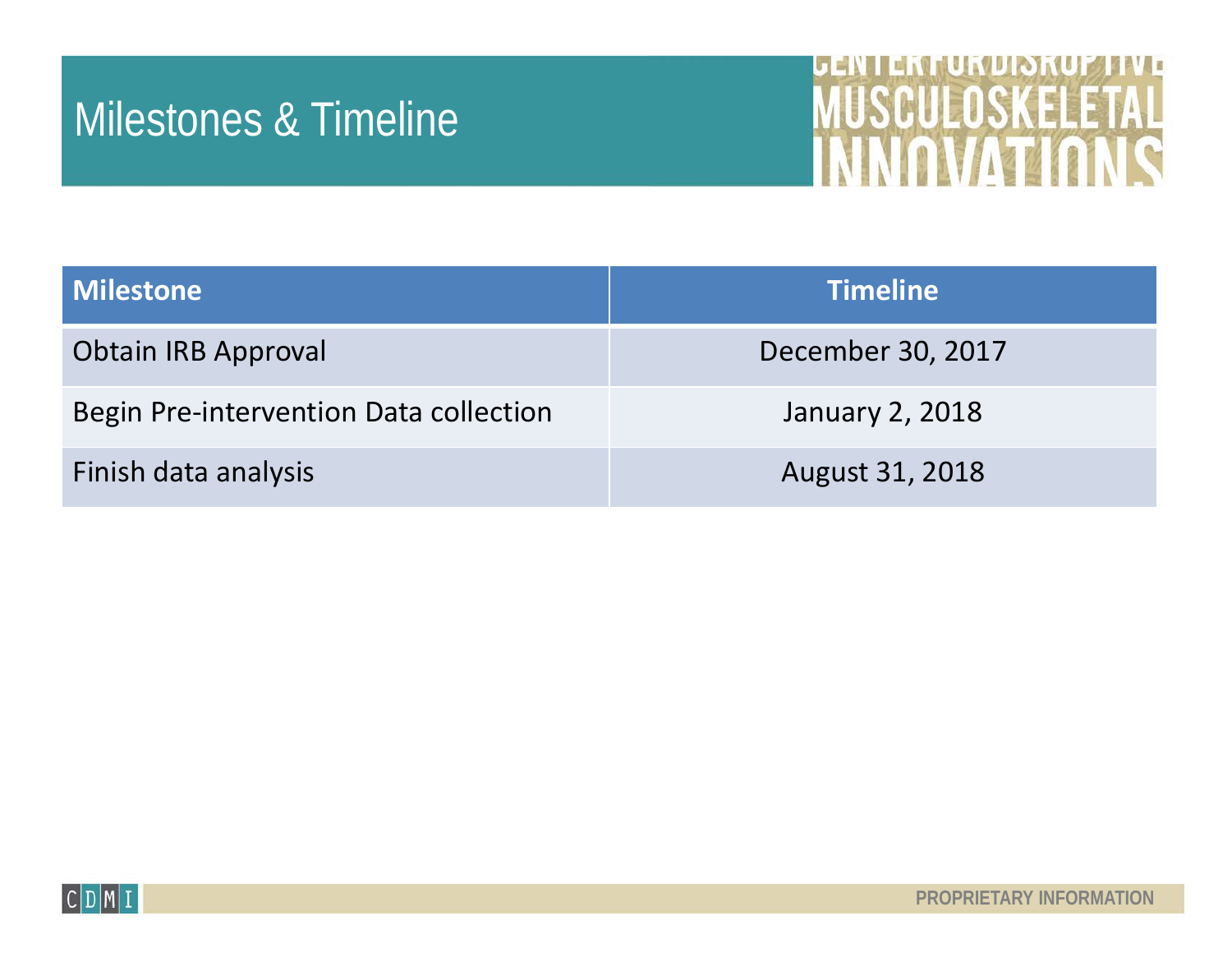# Milestones & Timeline

| Milestone | Timeline |
|---|---|
| Obtain IRB Approval | December 30, 2017 |
| Begin Pre-intervention Data collection | January 2, 2018 |
| Finish data analysis | August 31, 2018 |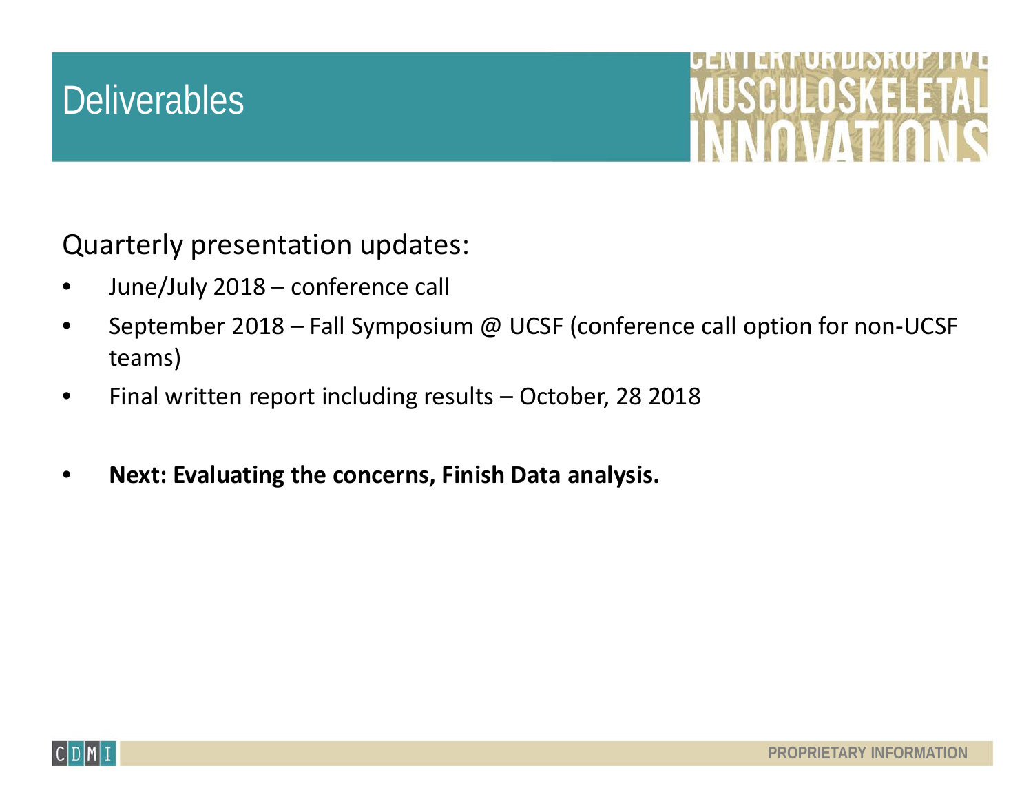# Deliverables

Quarterly presentation updates:

- June/July 2018 – conference call
- September 2018 – Fall Symposium @ UCSF (conference call option for non-UCSF teams)
- Final written report including results – October, 28 2018

- **Next: Evaluating the concerns, Finish Data analysis.**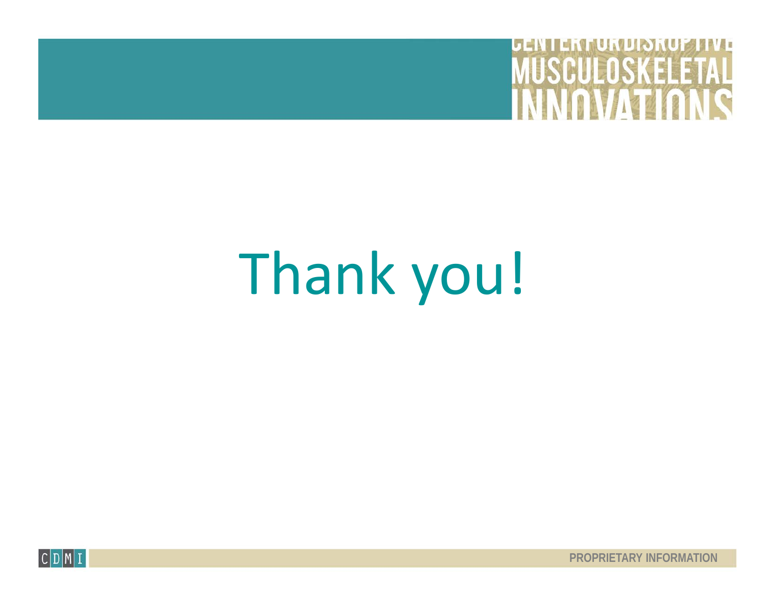# Thank you!